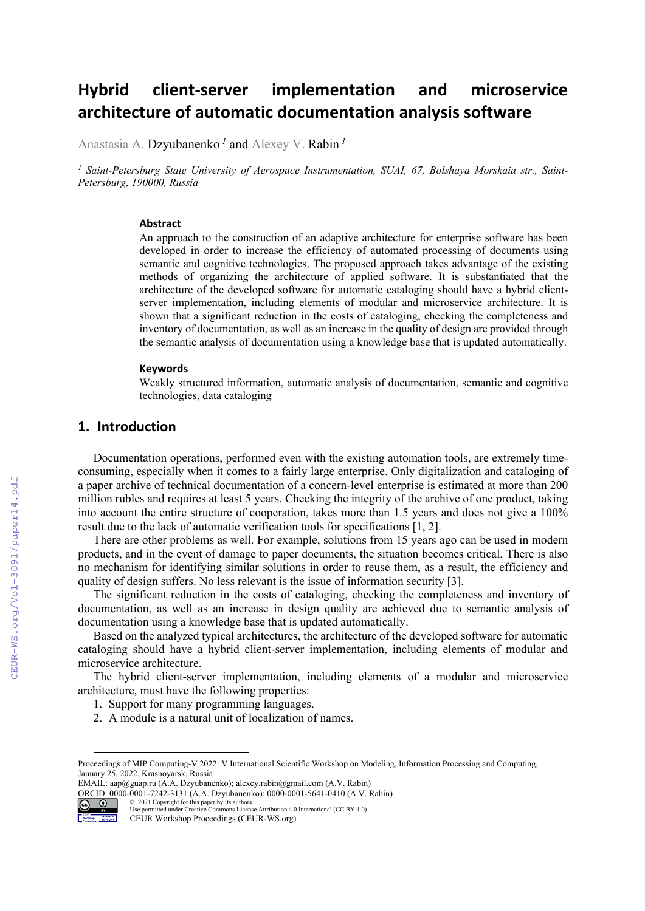# Hybrid client-server implementation and microservice architecture of automatic documentation analysis software

Anastasia A. Dzyubanenko [1] and Alexey V. Rabin [1]

[1] *Saint-Petersburg State University of Aerospace Instrumentation, SUAI, 67, Bolshaya Morskaia str., Saint-Petersburg, 190000, Russia*

### Abstract

An approach to the construction of an adaptive architecture for enterprise software has been developed in order to increase the efficiency of automated processing of documents using semantic and cognitive technologies. The proposed approach takes advantage of the existing methods of organizing the architecture of applied software. It is substantiated that the architecture of the developed software for automatic cataloging should have a hybrid client-server implementation, including elements of modular and microservice architecture. It is shown that a significant reduction in the costs of cataloging, checking the completeness and inventory of documentation, as well as an increase in the quality of design are provided through the semantic analysis of documentation using a knowledge base that is updated automatically.

### Keywords

Weakly structured information, automatic analysis of documentation, semantic and cognitive technologies, data cataloging

## 1. Introduction

Documentation operations, performed even with the existing automation tools, are extremely time-consuming, especially when it comes to a fairly large enterprise. Only digitalization and cataloging of a paper archive of technical documentation of a concern-level enterprise is estimated at more than 200 million rubles and requires at least 5 years. Checking the integrity of the archive of one product, taking into account the entire structure of cooperation, takes more than 1.5 years and does not give a 100% result due to the lack of automatic verification tools for specifications [1, 2].

There are other problems as well. For example, solutions from 15 years ago can be used in modern products, and in the event of damage to paper documents, the situation becomes critical. There is also no mechanism for identifying similar solutions in order to reuse them, as a result, the efficiency and quality of design suffers. No less relevant is the issue of information security [3].

The significant reduction in the costs of cataloging, checking the completeness and inventory of documentation, as well as an increase in design quality are achieved due to semantic analysis of documentation using a knowledge base that is updated automatically.

Based on the analyzed typical architectures, the architecture of the developed software for automatic cataloging should have a hybrid client-server implementation, including elements of modular and microservice architecture.

The hybrid client-server implementation, including elements of a modular and microservice architecture, must have the following properties:

1. Support for many programming languages.
2. A module is a natural unit of localization of names.

---

Proceedings of MIP Computing-V 2022: V International Scientific Workshop on Modeling, Information Processing and Computing, January 25, 2022, Krasnoyarsk, Russia
EMAIL: aap@guap.ru (A.A. Dzyubanenko); alexey.rabin@gmail.com (A.V. Rabin)
ORCID: 0000-0001-7242-3131 (A.A. Dzyubanenko); 0000-0001-5641-0410 (A.V. Rabin)
© 2021 Copyright for this paper by its authors.
Use permitted under Creative Commons License Attribution 4.0 International (CC BY 4.0).
CEUR Workshop Proceedings (CEUR-WS.org)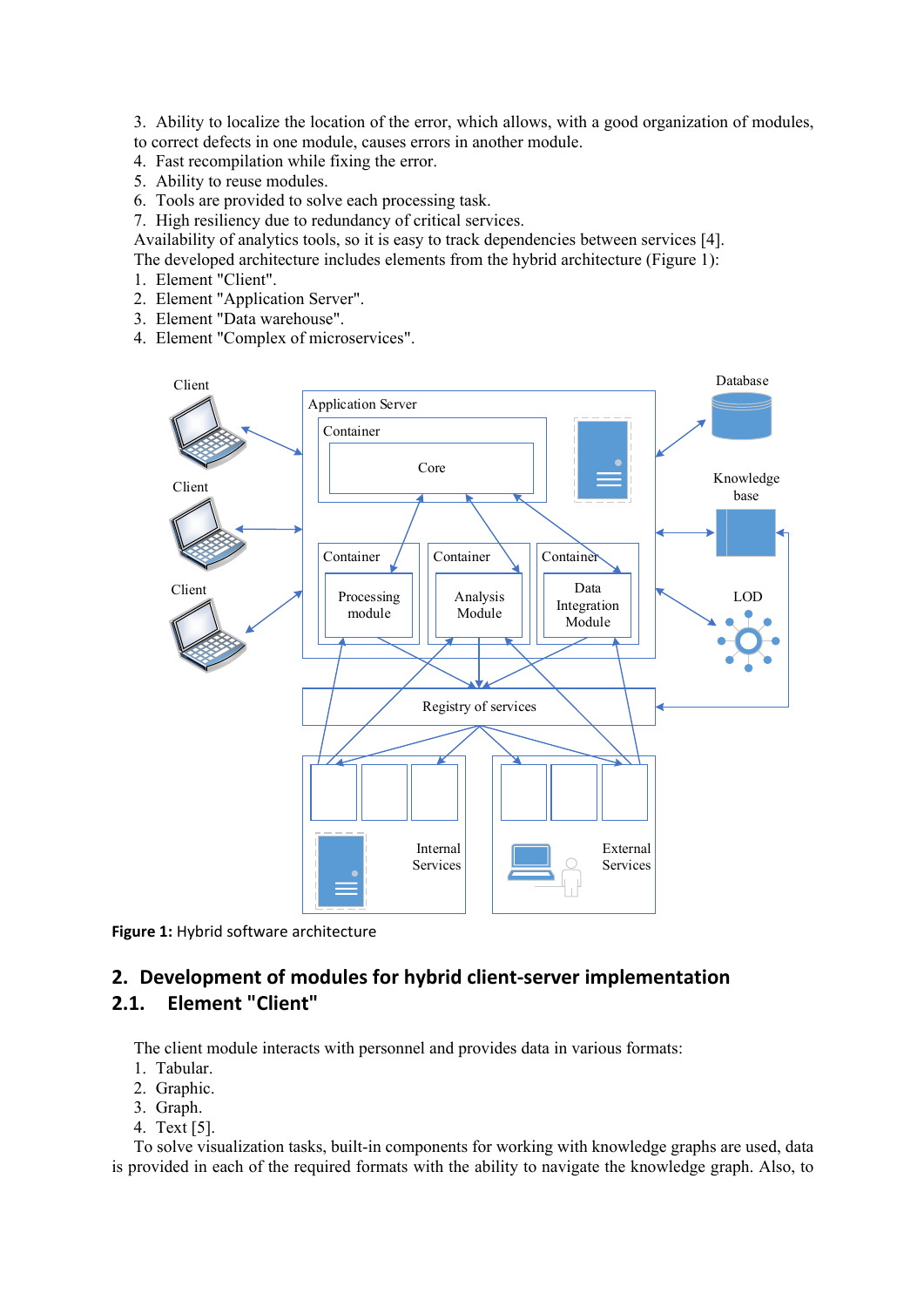3. Ability to localize the location of the error, which allows, with a good organization of modules, to correct defects in one module, causes errors in another module.
4. Fast recompilation while fixing the error.
5. Ability to reuse modules.
6. Tools are provided to solve each processing task.
7. High resiliency due to redundancy of critical services.

Availability of analytics tools, so it is easy to track dependencies between services [4].
The developed architecture includes elements from the hybrid architecture (Figure 1):

1. Element "Client".
2. Element "Application Server".
3. Element "Data warehouse".
4. Element "Complex of microservices".

**Figure 1:** Hybrid software architecture

## 2. Development of modules for hybrid client-server implementation

### 2.1. Element "Client"

The client module interacts with personnel and provides data in various formats:

1. Tabular.
2. Graphic.
3. Graph.
4. Text [5].

To solve visualization tasks, built-in components for working with knowledge graphs are used, data is provided in each of the required formats with the ability to navigate the knowledge graph. Also, to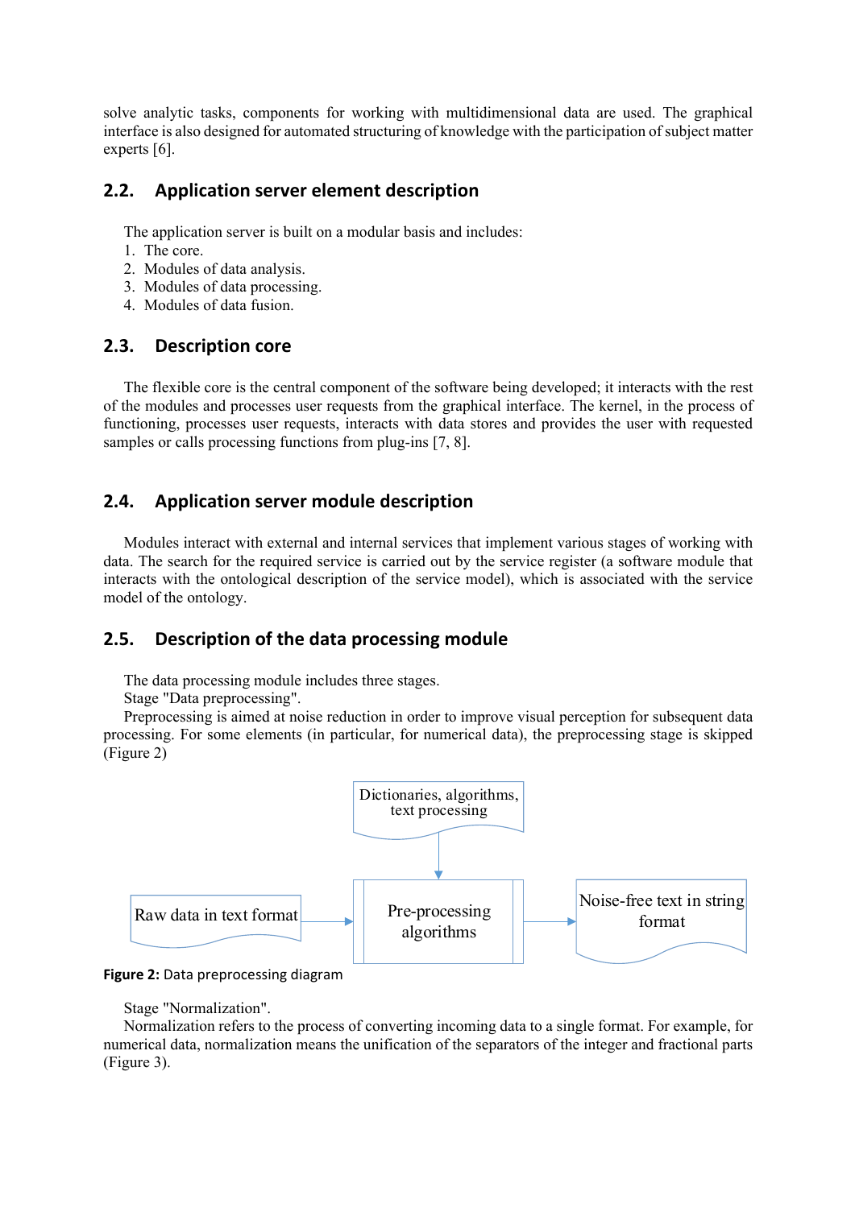solve analytic tasks, components for working with multidimensional data are used. The graphical interface is also designed for automated structuring of knowledge with the participation of subject matter experts [6].

## 2.2. Application server element description

The application server is built on a modular basis and includes:

1. The core.
2. Modules of data analysis.
3. Modules of data processing.
4. Modules of data fusion.

## 2.3. Description core

The flexible core is the central component of the software being developed; it interacts with the rest of the modules and processes user requests from the graphical interface. The kernel, in the process of functioning, processes user requests, interacts with data stores and provides the user with requested samples or calls processing functions from plug-ins [7, 8].

## 2.4. Application server module description

Modules interact with external and internal services that implement various stages of working with data. The search for the required service is carried out by the service register (a software module that interacts with the ontological description of the service model), which is associated with the service model of the ontology.

## 2.5. Description of the data processing module

The data processing module includes three stages.

Stage "Data preprocessing".

Preprocessing is aimed at noise reduction in order to improve visual perception for subsequent data processing. For some elements (in particular, for numerical data), the preprocessing stage is skipped (Figure 2)

Dictionaries, algorithms, text processing

Raw data in text format

Pre-processing algorithms

Noise-free text in string format

**Figure 2:** Data preprocessing diagram

Stage "Normalization".

Normalization refers to the process of converting incoming data to a single format. For example, for numerical data, normalization means the unification of the separators of the integer and fractional parts (Figure 3).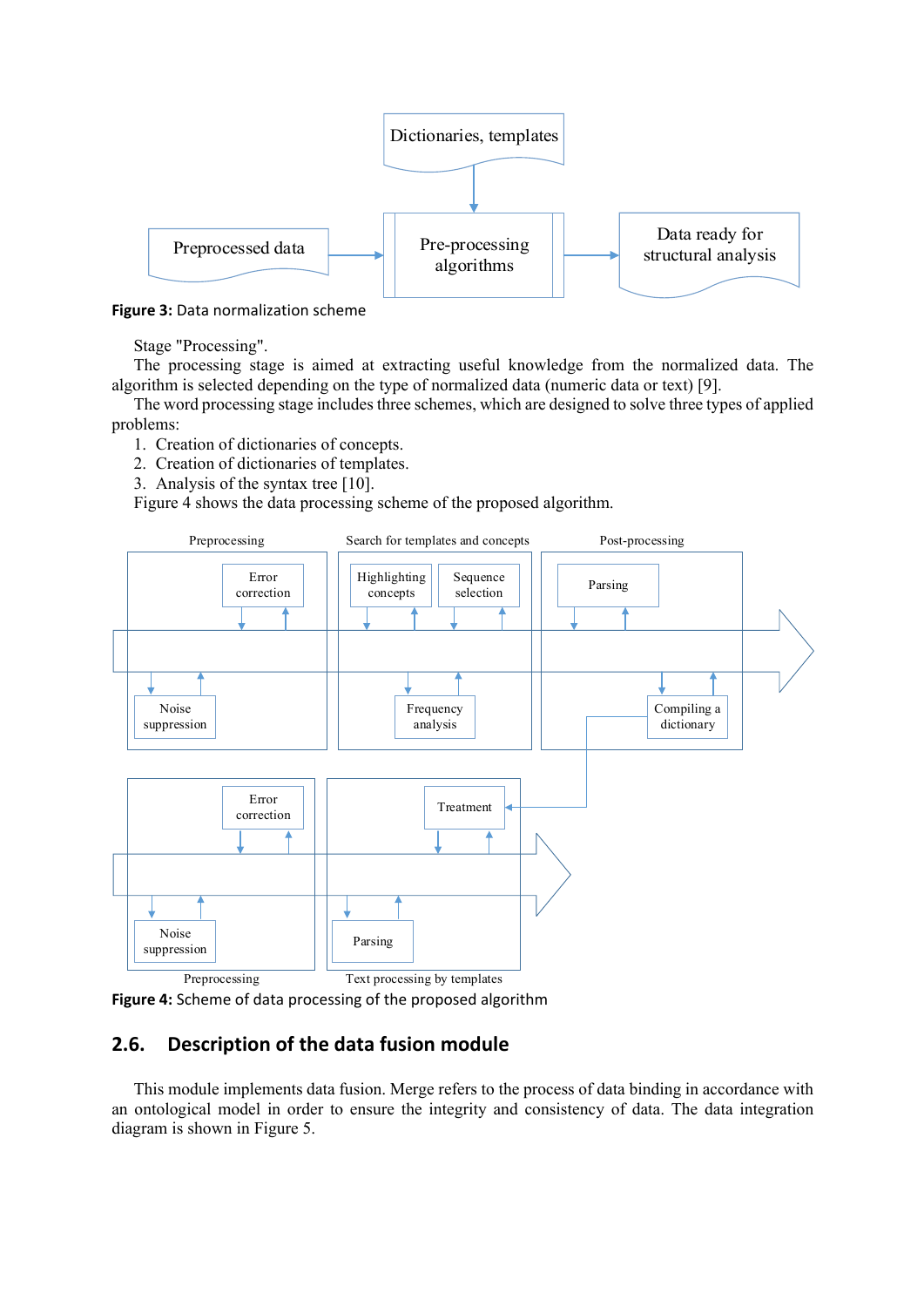Figure 3: Data normalization scheme

Stage "Processing".

The processing stage is aimed at extracting useful knowledge from the normalized data. The algorithm is selected depending on the type of normalized data (numeric data or text) [9].

The word processing stage includes three schemes, which are designed to solve three types of applied problems:

1. Creation of dictionaries of concepts.
2. Creation of dictionaries of templates.
3. Analysis of the syntax tree [10].

Figure 4 shows the data processing scheme of the proposed algorithm.

Figure 4: Scheme of data processing of the proposed algorithm

## 2.6. Description of the data fusion module

This module implements data fusion. Merge refers to the process of data binding in accordance with an ontological model in order to ensure the integrity and consistency of data. The data integration diagram is shown in Figure 5.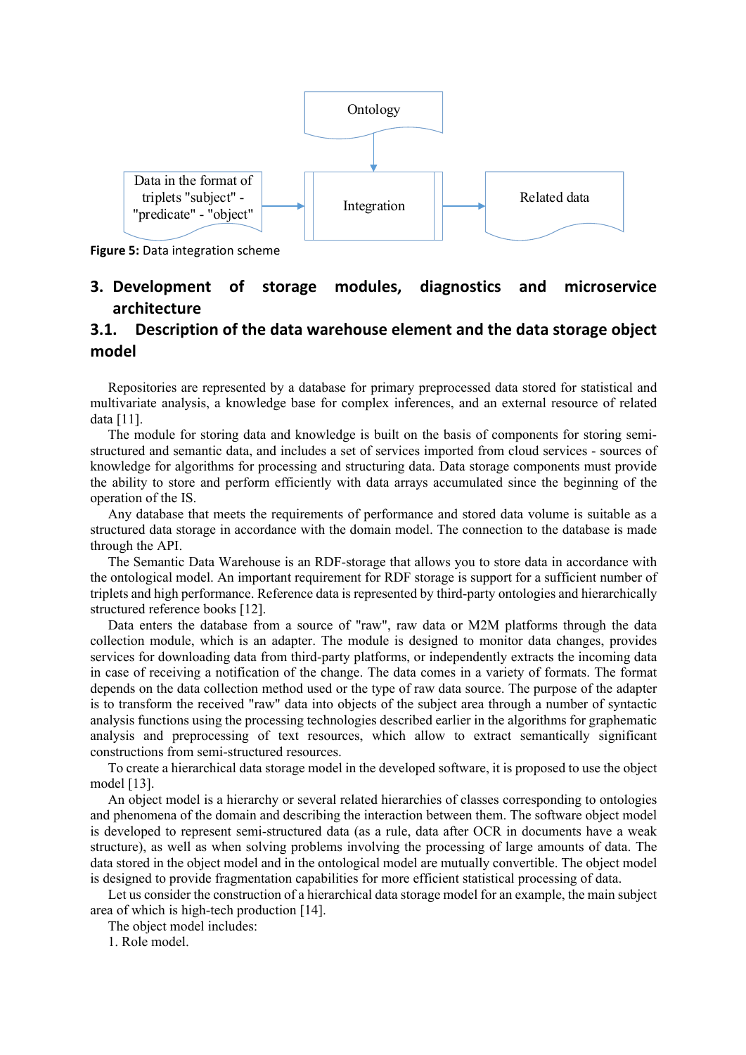Figure 5: Data integration scheme

## 3. Development of storage modules, diagnostics and microservice architecture

### 3.1. Description of the data warehouse element and the data storage object model

Repositories are represented by a database for primary preprocessed data stored for statistical and multivariate analysis, a knowledge base for complex inferences, and an external resource of related data [11].

The module for storing data and knowledge is built on the basis of components for storing semi-structured and semantic data, and includes a set of services imported from cloud services - sources of knowledge for algorithms for processing and structuring data. Data storage components must provide the ability to store and perform efficiently with data arrays accumulated since the beginning of the operation of the IS.

Any database that meets the requirements of performance and stored data volume is suitable as a structured data storage in accordance with the domain model. The connection to the database is made through the API.

The Semantic Data Warehouse is an RDF-storage that allows you to store data in accordance with the ontological model. An important requirement for RDF storage is support for a sufficient number of triplets and high performance. Reference data is represented by third-party ontologies and hierarchically structured reference books [12].

Data enters the database from a source of "raw", raw data or M2M platforms through the data collection module, which is an adapter. The module is designed to monitor data changes, provides services for downloading data from third-party platforms, or independently extracts the incoming data in case of receiving a notification of the change. The data comes in a variety of formats. The format depends on the data collection method used or the type of raw data source. The purpose of the adapter is to transform the received "raw" data into objects of the subject area through a number of syntactic analysis functions using the processing technologies described earlier in the algorithms for graphematic analysis and preprocessing of text resources, which allow to extract semantically significant constructions from semi-structured resources.

To create a hierarchical data storage model in the developed software, it is proposed to use the object model [13].

An object model is a hierarchy or several related hierarchies of classes corresponding to ontologies and phenomena of the domain and describing the interaction between them. The software object model is developed to represent semi-structured data (as a rule, data after OCR in documents have a weak structure), as well as when solving problems involving the processing of large amounts of data. The data stored in the object model and in the ontological model are mutually convertible. The object model is designed to provide fragmentation capabilities for more efficient statistical processing of data.

Let us consider the construction of a hierarchical data storage model for an example, the main subject area of which is high-tech production [14].

The object model includes:

1. Role model.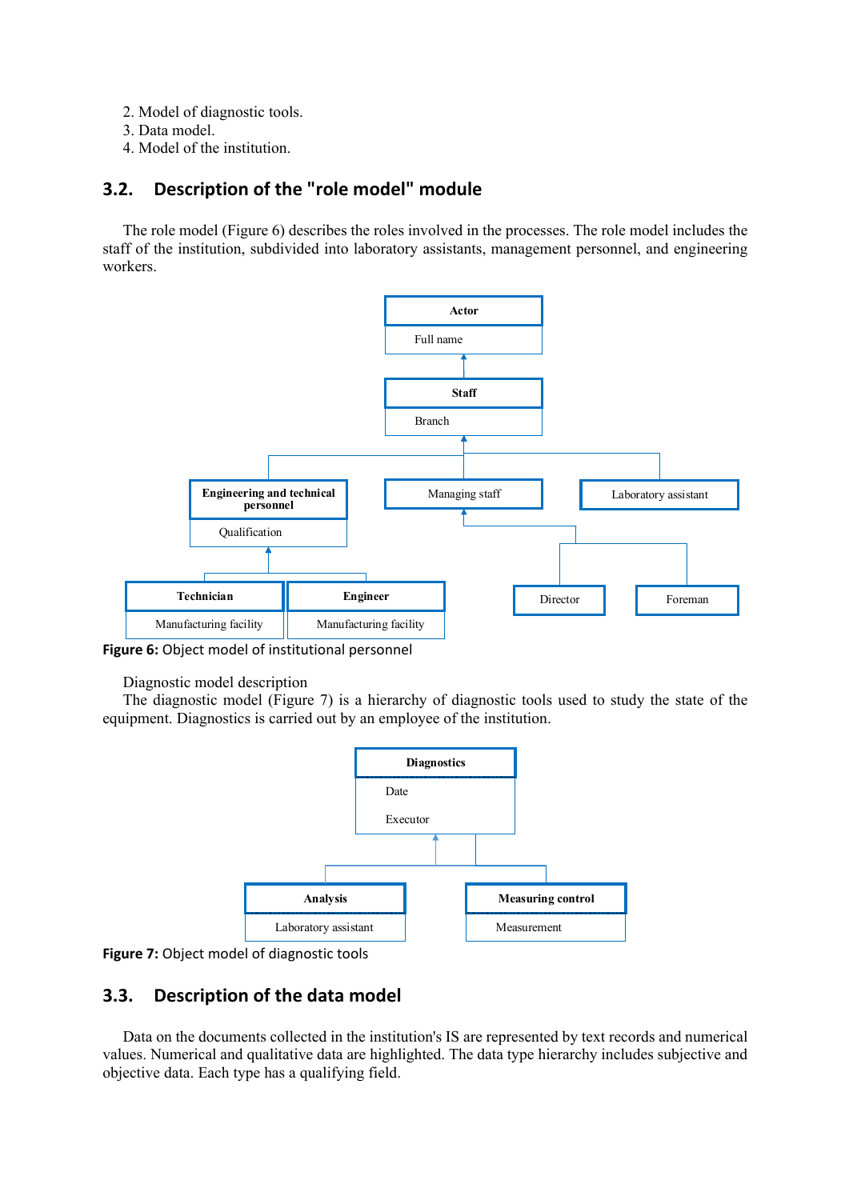2. Model of diagnostic tools.
3. Data model.
4. Model of the institution.

## 3.2. Description of the "role model" module

The role model (Figure 6) describes the roles involved in the processes. The role model includes the staff of the institution, subdivided into laboratory assistants, management personnel, and engineering workers.

**Figure 6:** Object model of institutional personnel

Diagnostic model description

The diagnostic model (Figure 7) is a hierarchy of diagnostic tools used to study the state of the equipment. Diagnostics is carried out by an employee of the institution.

**Figure 7:** Object model of diagnostic tools

## 3.3. Description of the data model

Data on the documents collected in the institution's IS are represented by text records and numerical values. Numerical and qualitative data are highlighted. The data type hierarchy includes subjective and objective data. Each type has a qualifying field.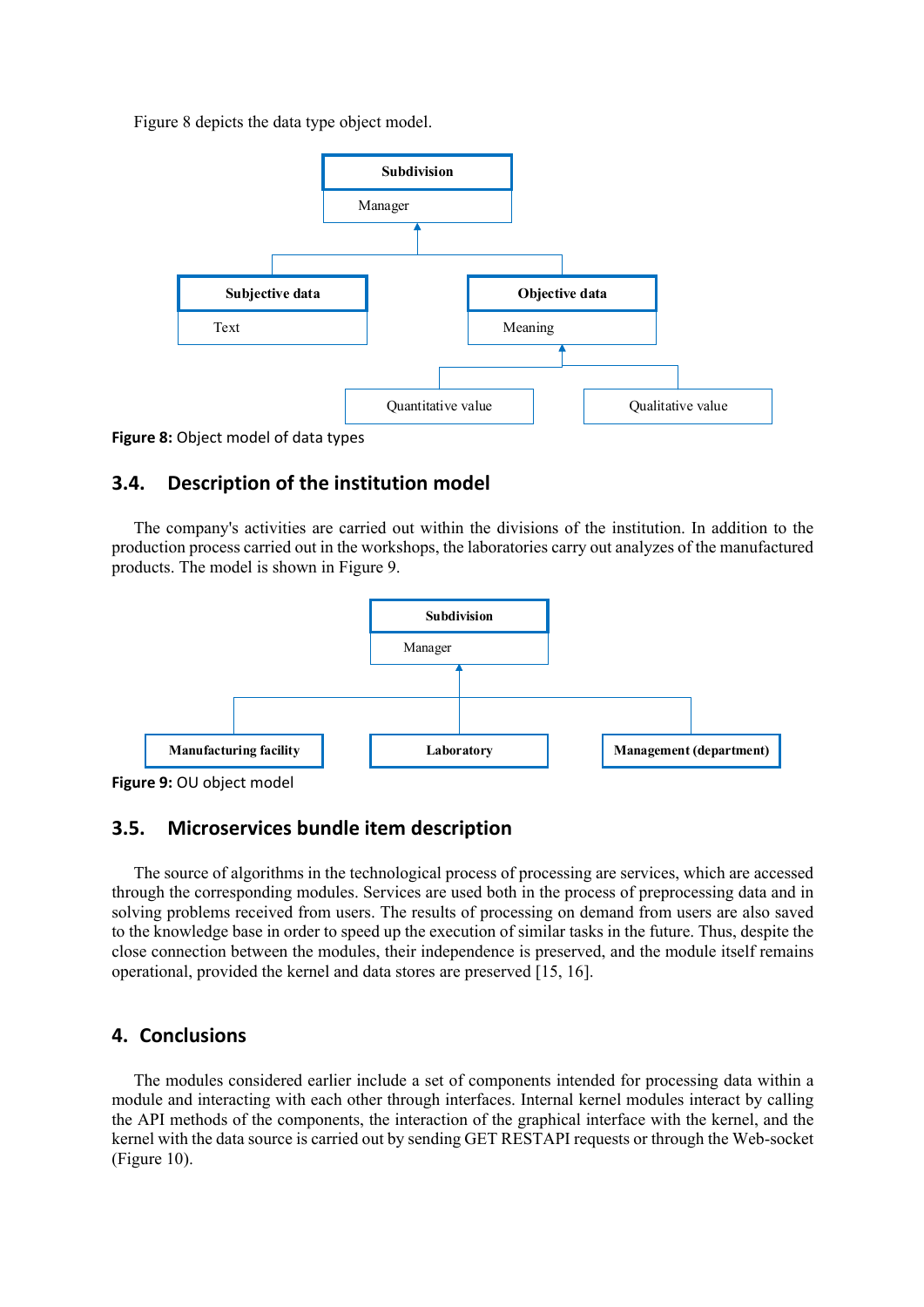Figure 8 depicts the data type object model.

**Figure 8:** Object model of data types

## 3.4. Description of the institution model

The company's activities are carried out within the divisions of the institution. In addition to the production process carried out in the workshops, the laboratories carry out analyzes of the manufactured products. The model is shown in Figure 9.

**Figure 9:** OU object model

## 3.5. Microservices bundle item description

The source of algorithms in the technological process of processing are services, which are accessed through the corresponding modules. Services are used both in the process of preprocessing data and in solving problems received from users. The results of processing on demand from users are also saved to the knowledge base in order to speed up the execution of similar tasks in the future. Thus, despite the close connection between the modules, their independence is preserved, and the module itself remains operational, provided the kernel and data stores are preserved [15, 16].

## 4. Conclusions

The modules considered earlier include a set of components intended for processing data within a module and interacting with each other through interfaces. Internal kernel modules interact by calling the API methods of the components, the interaction of the graphical interface with the kernel, and the kernel with the data source is carried out by sending GET RESTAPI requests or through the Web-socket (Figure 10).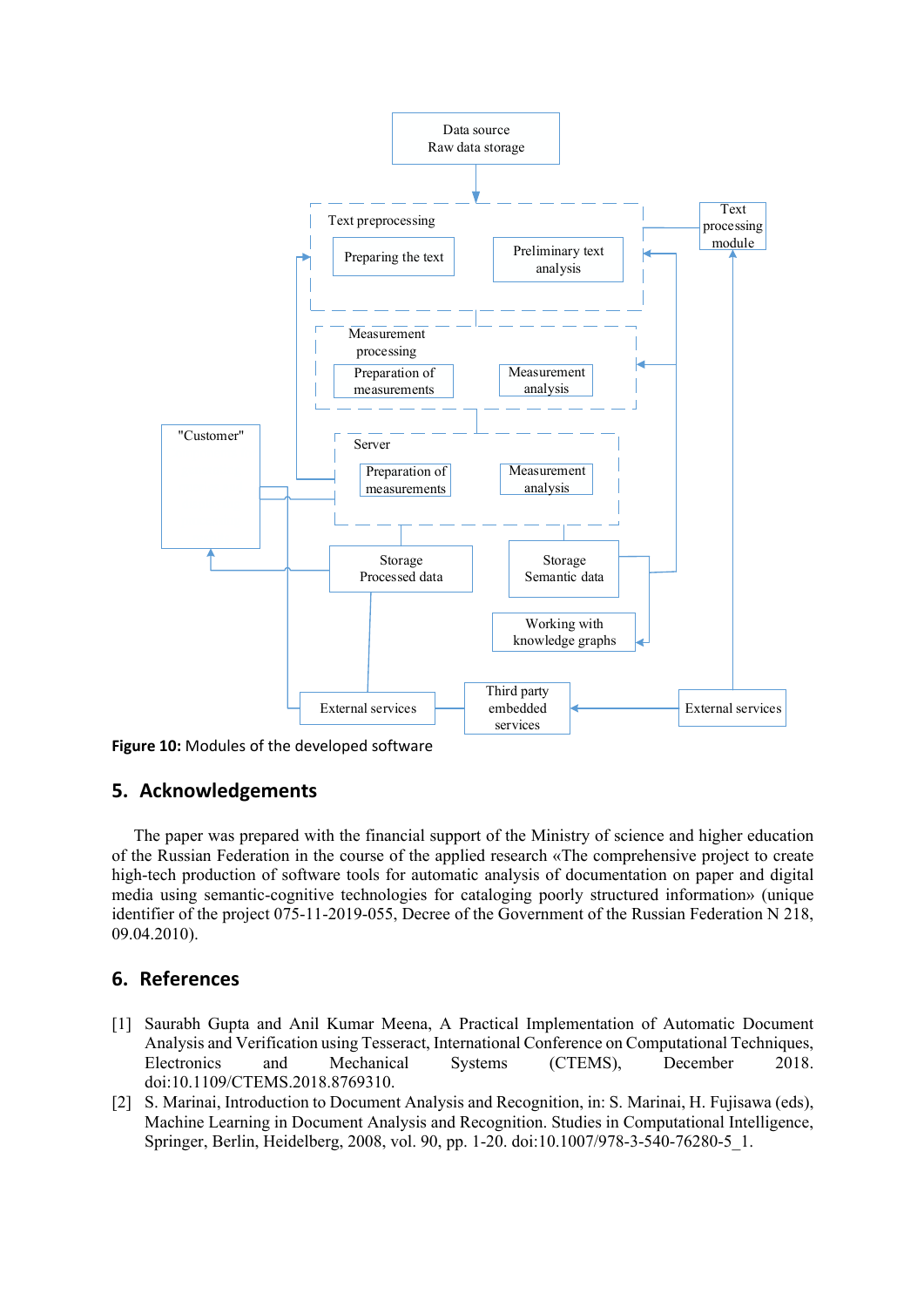**Figure 10:** Modules of the developed software

## 5. Acknowledgements

The paper was prepared with the financial support of the Ministry of science and higher education of the Russian Federation in the course of the applied research «The comprehensive project to create high-tech production of software tools for automatic analysis of documentation on paper and digital media using semantic-cognitive technologies for cataloging poorly structured information» (unique identifier of the project 075-11-2019-055, Decree of the Government of the Russian Federation N 218, 09.04.2010).

## 6. References

[1] Saurabh Gupta and Anil Kumar Meena, A Practical Implementation of Automatic Document Analysis and Verification using Tesseract, International Conference on Computational Techniques, Electronics and Mechanical Systems (CTEMS), December 2018. doi:10.1109/CTEMS.2018.8769310.

[2] S. Marinai, Introduction to Document Analysis and Recognition, in: S. Marinai, H. Fujisawa (eds), Machine Learning in Document Analysis and Recognition. Studies in Computational Intelligence, Springer, Berlin, Heidelberg, 2008, vol. 90, pp. 1-20. doi:10.1007/978-3-540-76280-5_1.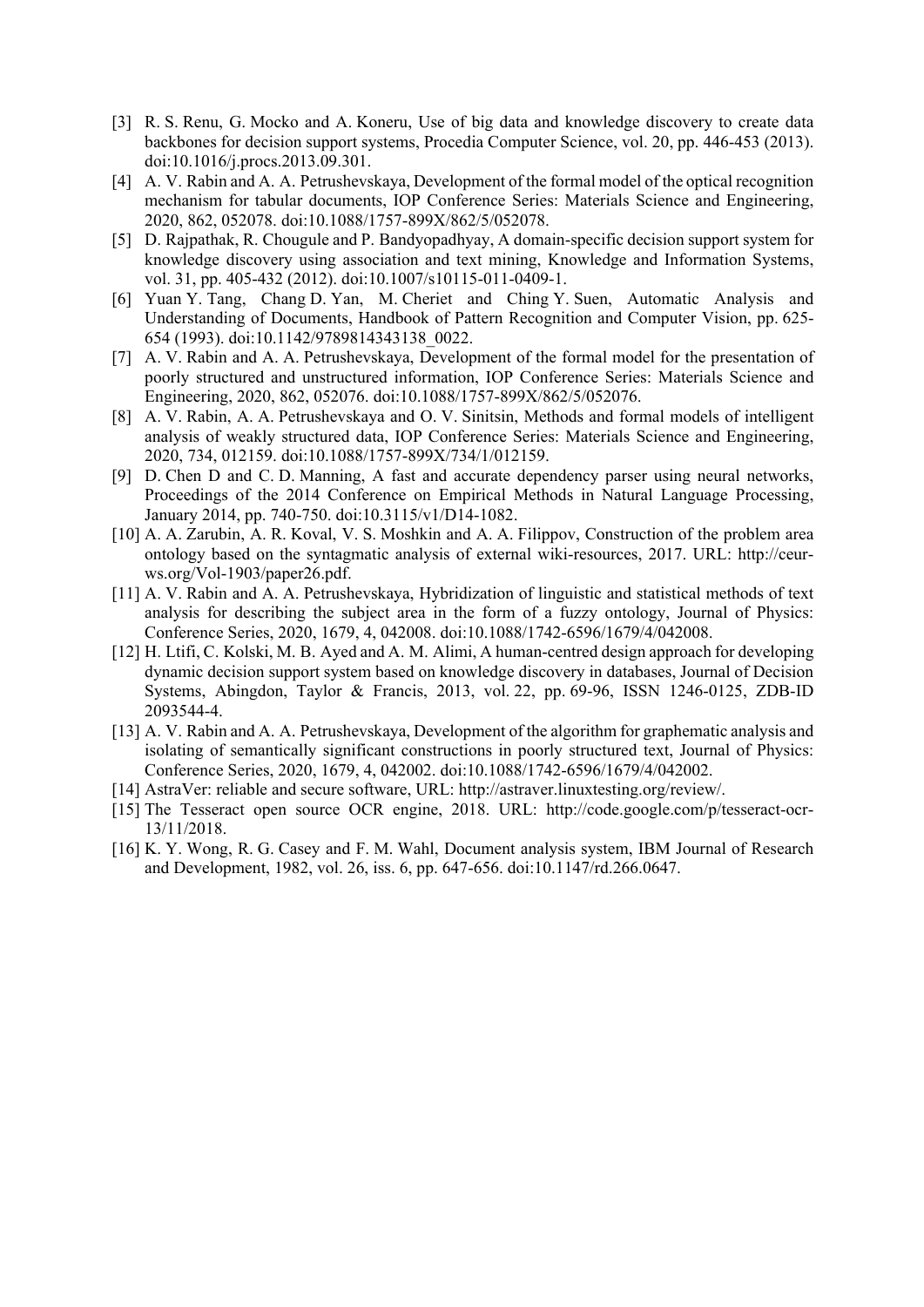[3] R. S. Renu, G. Mocko and A. Koneru, Use of big data and knowledge discovery to create data backbones for decision support systems, Procedia Computer Science, vol. 20, pp. 446-453 (2013). doi:10.1016/j.procs.2013.09.301.

[4] A. V. Rabin and A. A. Petrushevskaya, Development of the formal model of the optical recognition mechanism for tabular documents, IOP Conference Series: Materials Science and Engineering, 2020, 862, 052078. doi:10.1088/1757-899X/862/5/052078.

[5] D. Rajpathak, R. Chougule and P. Bandyopadhyay, A domain-specific decision support system for knowledge discovery using association and text mining, Knowledge and Information Systems, vol. 31, pp. 405-432 (2012). doi:10.1007/s10115-011-0409-1.

[6] Yuan Y. Tang, Chang D. Yan, M. Cheriet and Ching Y. Suen, Automatic Analysis and Understanding of Documents, Handbook of Pattern Recognition and Computer Vision, pp. 625-654 (1993). doi:10.1142/9789814343138_0022.

[7] A. V. Rabin and A. A. Petrushevskaya, Development of the formal model for the presentation of poorly structured and unstructured information, IOP Conference Series: Materials Science and Engineering, 2020, 862, 052076. doi:10.1088/1757-899X/862/5/052076.

[8] A. V. Rabin, A. A. Petrushevskaya and O. V. Sinitsin, Methods and formal models of intelligent analysis of weakly structured data, IOP Conference Series: Materials Science and Engineering, 2020, 734, 012159. doi:10.1088/1757-899X/734/1/012159.

[9] D. Chen D and C. D. Manning, A fast and accurate dependency parser using neural networks, Proceedings of the 2014 Conference on Empirical Methods in Natural Language Processing, January 2014, pp. 740-750. doi:10.3115/v1/D14-1082.

[10] A. A. Zarubin, A. R. Koval, V. S. Moshkin and A. A. Filippov, Construction of the problem area ontology based on the syntagmatic analysis of external wiki-resources, 2017. URL: http://ceur-ws.org/Vol-1903/paper26.pdf.

[11] A. V. Rabin and A. A. Petrushevskaya, Hybridization of linguistic and statistical methods of text analysis for describing the subject area in the form of a fuzzy ontology, Journal of Physics: Conference Series, 2020, 1679, 4, 042008. doi:10.1088/1742-6596/1679/4/042008.

[12] H. Ltifi, C. Kolski, M. B. Ayed and A. M. Alimi, A human-centred design approach for developing dynamic decision support system based on knowledge discovery in databases, Journal of Decision Systems, Abingdon, Taylor & Francis, 2013, vol. 22, pp. 69-96, ISSN 1246-0125, ZDB-ID 2093544-4.

[13] A. V. Rabin and A. A. Petrushevskaya, Development of the algorithm for graphematic analysis and isolating of semantically significant constructions in poorly structured text, Journal of Physics: Conference Series, 2020, 1679, 4, 042002. doi:10.1088/1742-6596/1679/4/042002.

[14] AstraVer: reliable and secure software, URL: http://astraver.linuxtesting.org/review/.

[15] The Tesseract open source OCR engine, 2018. URL: http://code.google.com/p/tesseract-ocr-13/11/2018.

[16] K. Y. Wong, R. G. Casey and F. M. Wahl, Document analysis system, IBM Journal of Research and Development, 1982, vol. 26, iss. 6, pp. 647-656. doi:10.1147/rd.266.0647.